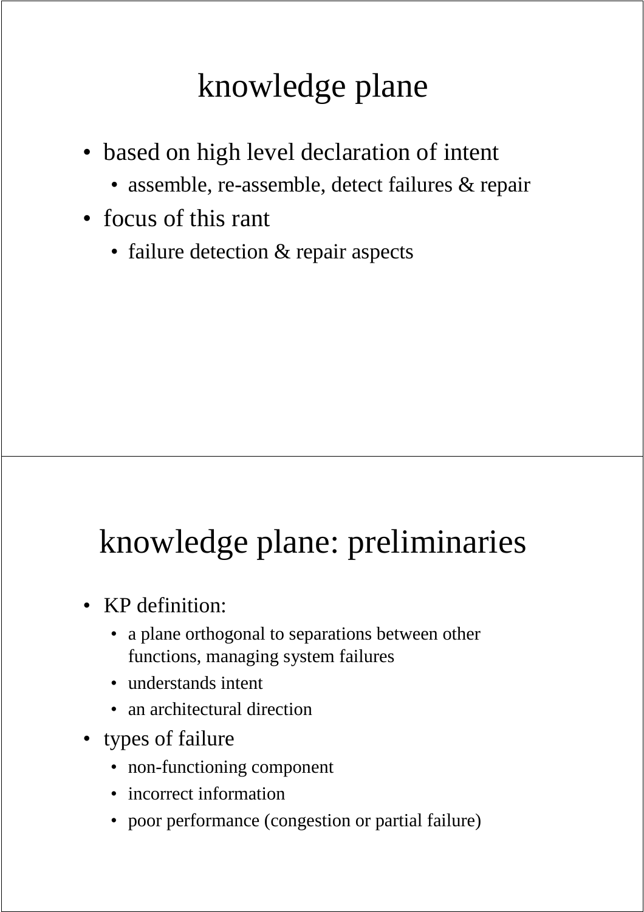# knowledge plane

- based on high level declaration of intent
  - assemble, re-assemble, detect failures & repair
- focus of this rant
  - failure detection & repair aspects

# knowledge plane: preliminaries

- KP definition:
  - a plane orthogonal to separations between other functions, managing system failures
  - understands intent
  - an architectural direction
- types of failure
  - non-functioning component
  - incorrect information
  - poor performance (congestion or partial failure)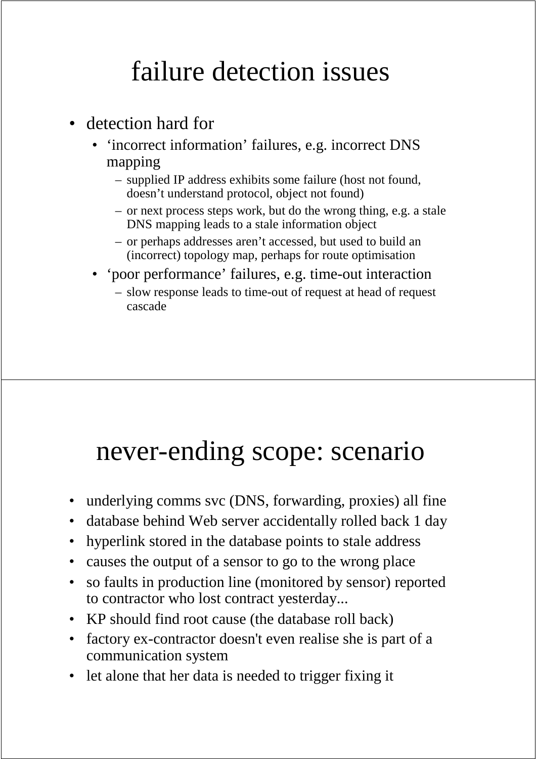# failure detection issues

- detection hard for
  - ‘incorrect information’ failures, e.g. incorrect DNS mapping
    - supplied IP address exhibits some failure (host not found, doesn’t understand protocol, object not found)
    - or next process steps work, but do the wrong thing, e.g. a stale DNS mapping leads to a stale information object
    - or perhaps addresses aren’t accessed, but used to build an (incorrect) topology map, perhaps for route optimisation
  - ‘poor performance’ failures, e.g. time-out interaction
    - slow response leads to time-out of request at head of request cascade

# never-ending scope: scenario

- underlying comms svc (DNS, forwarding, proxies) all fine
- database behind Web server accidentally rolled back 1 day
- hyperlink stored in the database points to stale address
- causes the output of a sensor to go to the wrong place
- so faults in production line (monitored by sensor) reported to contractor who lost contract yesterday...
- KP should find root cause (the database roll back)
- factory ex-contractor doesn't even realise she is part of a communication system
- let alone that her data is needed to trigger fixing it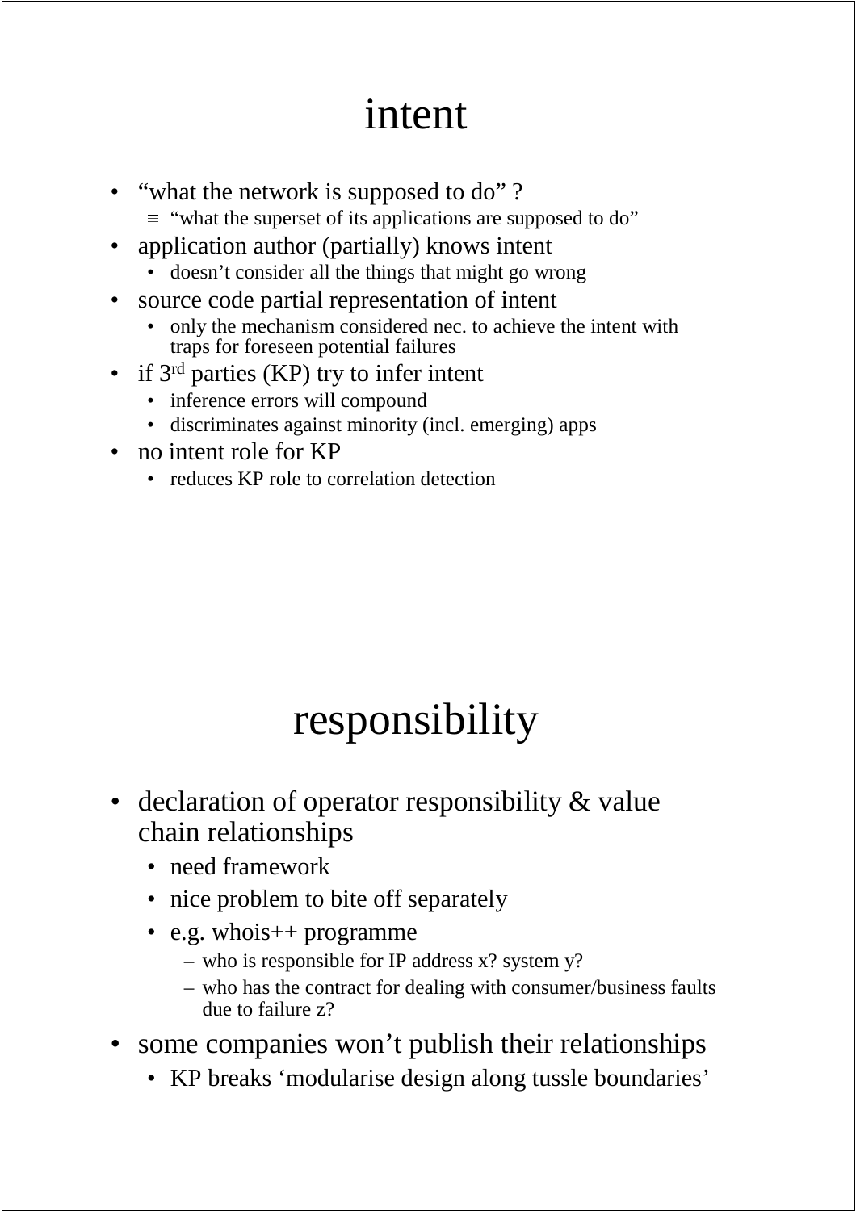# intent

- "what the network is supposed to do" ?
  - ≡ "what the superset of its applications are supposed to do"
- application author (partially) knows intent
  - doesn't consider all the things that might go wrong
- source code partial representation of intent
  - only the mechanism considered nec. to achieve the intent with traps for foreseen potential failures
- if 3rd parties (KP) try to infer intent
  - inference errors will compound
  - discriminates against minority (incl. emerging) apps
- no intent role for KP
  - reduces KP role to correlation detection

# responsibility

- declaration of operator responsibility & value chain relationships
  - need framework
  - nice problem to bite off separately
  - e.g. whois++ programme
    - who is responsible for IP address x? system y?
    - who has the contract for dealing with consumer/business faults due to failure z?
- some companies won't publish their relationships
  - KP breaks 'modularise design along tussle boundaries'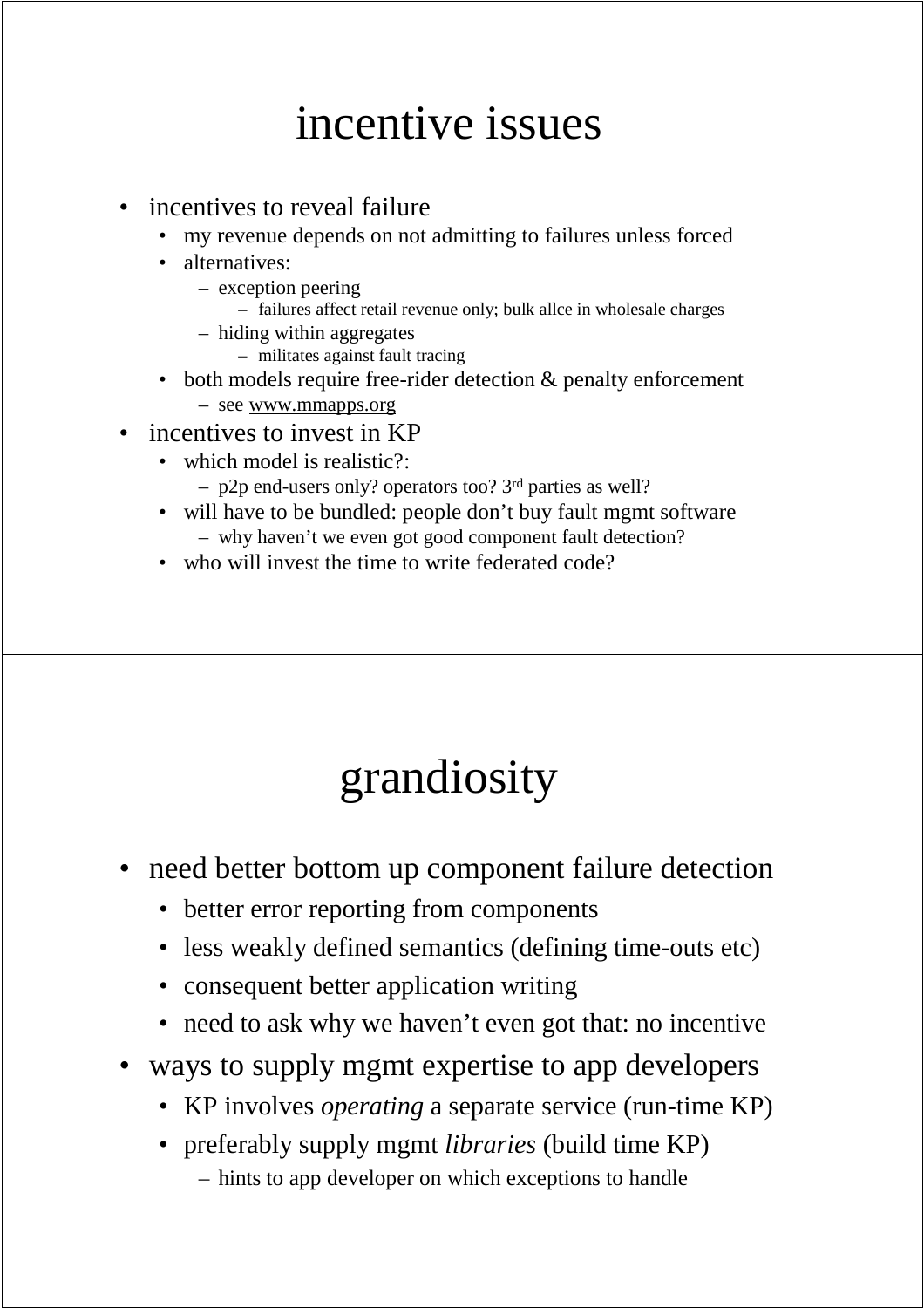# incentive issues

- incentives to reveal failure
  - my revenue depends on not admitting to failures unless forced
  - alternatives:
    - exception peering
      - failures affect retail revenue only; bulk allce in wholesale charges
    - hiding within aggregates
      - militates against fault tracing
  - both models require free-rider detection & penalty enforcement
    - see www.mmapps.org
- incentives to invest in KP
  - which model is realistic?:
    - p2p end-users only? operators too? 3rd parties as well?
  - will have to be bundled: people don't buy fault mgmt software
    - why haven't we even got good component fault detection?
  - who will invest the time to write federated code?

# grandiosity

- need better bottom up component failure detection
  - better error reporting from components
  - less weakly defined semantics (defining time-outs etc)
  - consequent better application writing
  - need to ask why we haven't even got that: no incentive
- ways to supply mgmt expertise to app developers
  - KP involves *operating* a separate service (run-time KP)
  - preferably supply mgmt *libraries* (build time KP)
    - hints to app developer on which exceptions to handle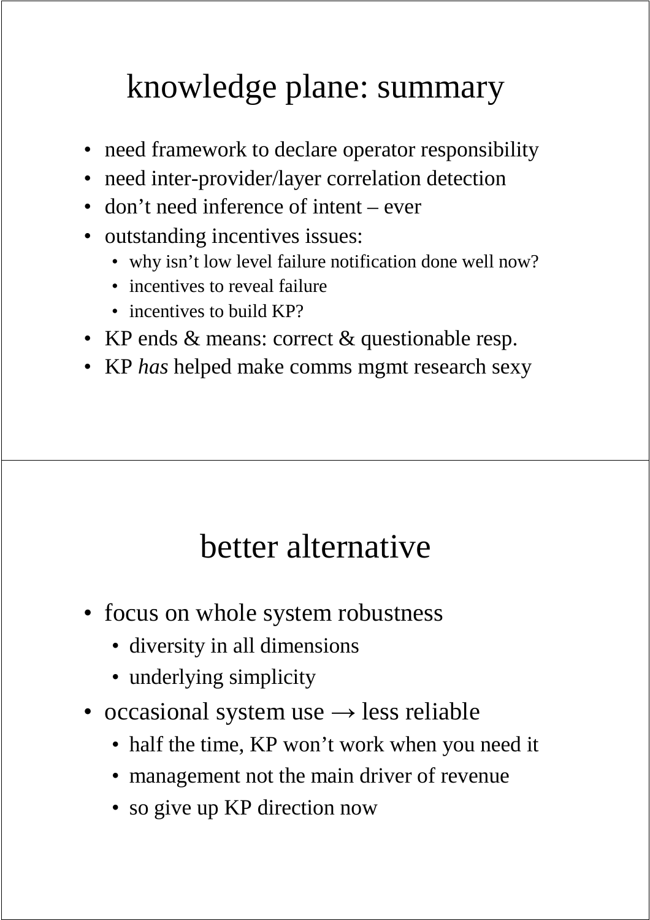# knowledge plane: summary

- need framework to declare operator responsibility
- need inter-provider/layer correlation detection
- don’t need inference of intent – ever
- outstanding incentives issues:
  - why isn’t low level failure notification done well now?
  - incentives to reveal failure
  - incentives to build KP?
- KP ends & means: correct & questionable resp.
- KP *has* helped make comms mgmt research sexy

# better alternative

- focus on whole system robustness
  - diversity in all dimensions
  - underlying simplicity
- occasional system use → less reliable
  - half the time, KP won’t work when you need it
  - management not the main driver of revenue
  - so give up KP direction now